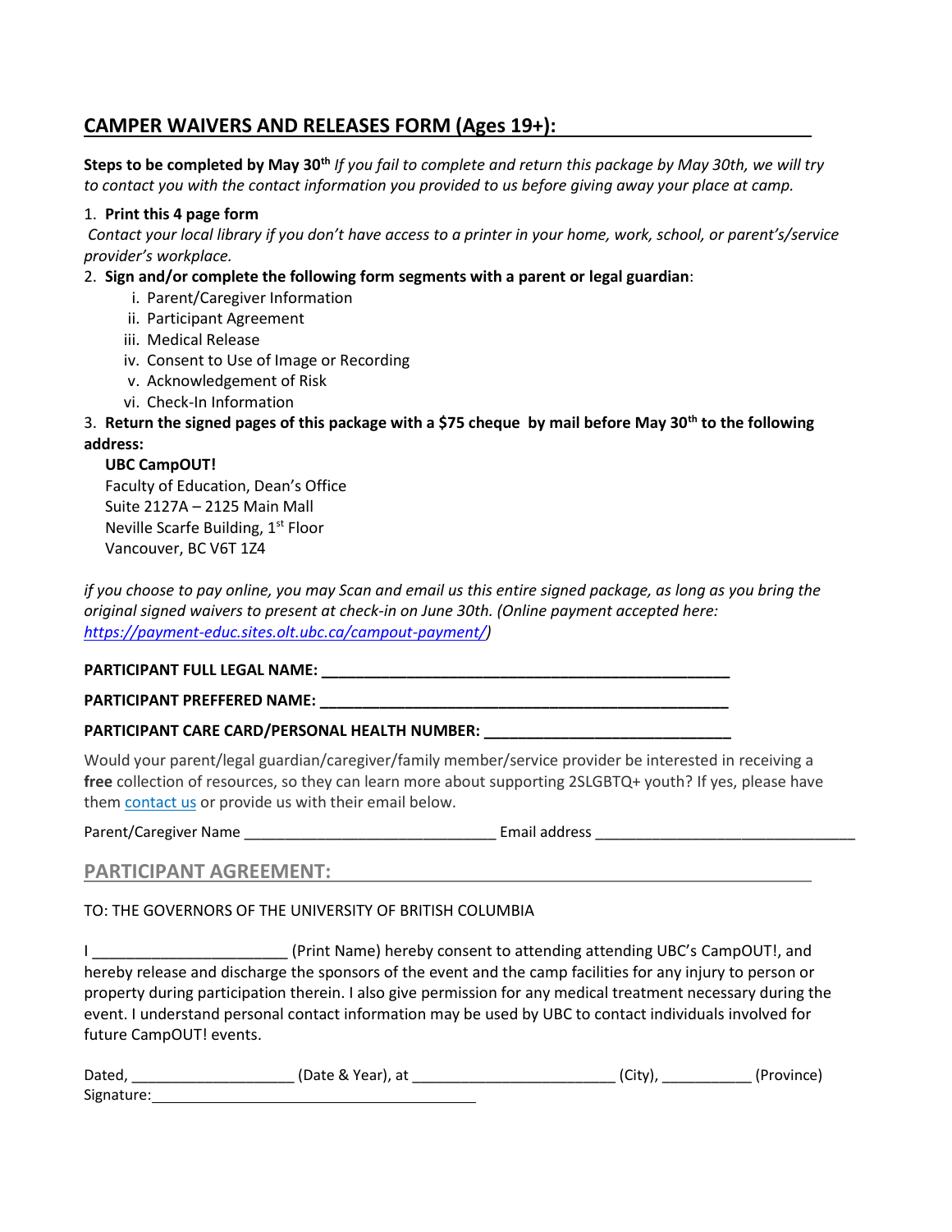## CAMPER WAIVERS AND RELEASES FORM (Ages 19+):

**Steps to be completed by May 30th** *If you fail to complete and return this package by May 30th, we will try to contact you with the contact information you provided to us before giving away your place at camp.*

1. **Print this 4 page form**
   *Contact your local library if you don't have access to a printer in your home, work, school, or parent's/service provider's workplace.*
2. **Sign and/or complete the following form segments with a parent or legal guardian**:
   i. Parent/Caregiver Information
   ii. Participant Agreement
   iii. Medical Release
   iv. Consent to Use of Image or Recording
   v. Acknowledgement of Risk
   vi. Check-In Information
3. **Return the signed pages of this package with a $75 cheque by mail before May 30th to the following address:**

   **UBC CampOUT!**
   Faculty of Education, Dean's Office
   Suite 2127A – 2125 Main Mall
   Neville Scarfe Building, 1st Floor
   Vancouver, BC V6T 1Z4

*if you choose to pay online, you may Scan and email us this entire signed package, as long as you bring the original signed waivers to present at check-in on June 30th. (Online payment accepted here: https://payment-educ.sites.olt.ubc.ca/campout-payment/)*

**PARTICIPANT FULL LEGAL NAME: ______________________________________________**

**PARTICIPANT PREFFERED NAME: ______________________________________________**

**PARTICIPANT CARE CARD/PERSONAL HEALTH NUMBER: ____________________________**

Would your parent/legal guardian/caregiver/family member/service provider be interested in receiving a **free** collection of resources, so they can learn more about supporting 2SLGBTQ+ youth? If yes, please have them contact us or provide us with their email below.

Parent/Caregiver Name ______________________________ Email address ______________________________

## PARTICIPANT AGREEMENT:

TO: THE GOVERNORS OF THE UNIVERSITY OF BRITISH COLUMBIA

I ______________________ (Print Name) hereby consent to attending attending UBC's CampOUT!, and hereby release and discharge the sponsors of the event and the camp facilities for any injury to person or property during participation therein. I also give permission for any medical treatment necessary during the event. I understand personal contact information may be used by UBC to contact individuals involved for future CampOUT! events.

Dated, ___________________ (Date & Year), at ________________________ (City), ___________ (Province)
Signature: ______________________________________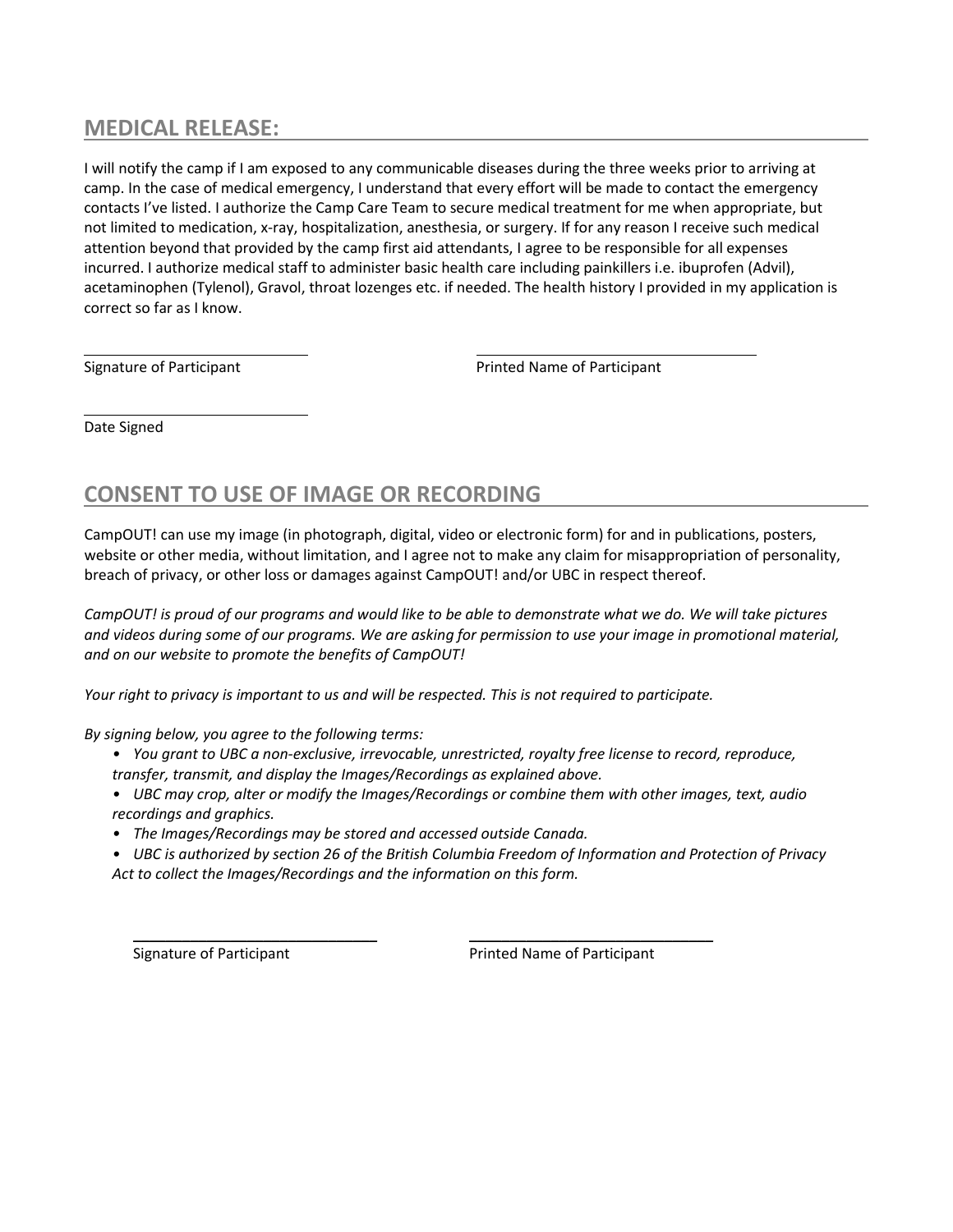## MEDICAL RELEASE:

I will notify the camp if I am exposed to any communicable diseases during the three weeks prior to arriving at camp. In the case of medical emergency, I understand that every effort will be made to contact the emergency contacts I've listed. I authorize the Camp Care Team to secure medical treatment for me when appropriate, but not limited to medication, x-ray, hospitalization, anesthesia, or surgery. If for any reason I receive such medical attention beyond that provided by the camp first aid attendants, I agree to be responsible for all expenses incurred. I authorize medical staff to administer basic health care including painkillers i.e. ibuprofen (Advil), acetaminophen (Tylenol), Gravol, throat lozenges etc. if needed. The health history I provided in my application is correct so far as I know.

\_\_\_\_\_\_\_\_\_\_\_\_\_\_\_\_\_\_\_\_\_\_\_\_\_\_\_\_ \_\_\_\_\_\_\_\_\_\_\_\_\_\_\_\_\_\_\_\_\_\_\_\_\_\_\_\_

Signature of Participant Printed Name of Participant

\_\_\_\_\_\_\_\_\_\_\_\_\_\_\_\_\_\_\_\_\_\_\_\_\_\_\_\_

Date Signed

## CONSENT TO USE OF IMAGE OR RECORDING

CampOUT! can use my image (in photograph, digital, video or electronic form) for and in publications, posters, website or other media, without limitation, and I agree not to make any claim for misappropriation of personality, breach of privacy, or other loss or damages against CampOUT! and/or UBC in respect thereof.

*CampOUT! is proud of our programs and would like to be able to demonstrate what we do. We will take pictures and videos during some of our programs. We are asking for permission to use your image in promotional material, and on our website to promote the benefits of CampOUT!*

*Your right to privacy is important to us and will be respected. This is not required to participate.*

*By signing below, you agree to the following terms:*

- *You grant to UBC a non-exclusive, irrevocable, unrestricted, royalty free license to record, reproduce, transfer, transmit, and display the Images/Recordings as explained above.*
- *UBC may crop, alter or modify the Images/Recordings or combine them with other images, text, audio recordings and graphics.*
- *The Images/Recordings may be stored and accessed outside Canada.*
- *UBC is authorized by section 26 of the British Columbia Freedom of Information and Protection of Privacy Act to collect the Images/Recordings and the information on this form.*

\_\_\_\_\_\_\_\_\_\_\_\_\_\_\_\_\_\_\_\_\_\_\_\_\_\_\_\_ \_\_\_\_\_\_\_\_\_\_\_\_\_\_\_\_\_\_\_\_\_\_\_\_\_\_\_\_

Signature of Participant Printed Name of Participant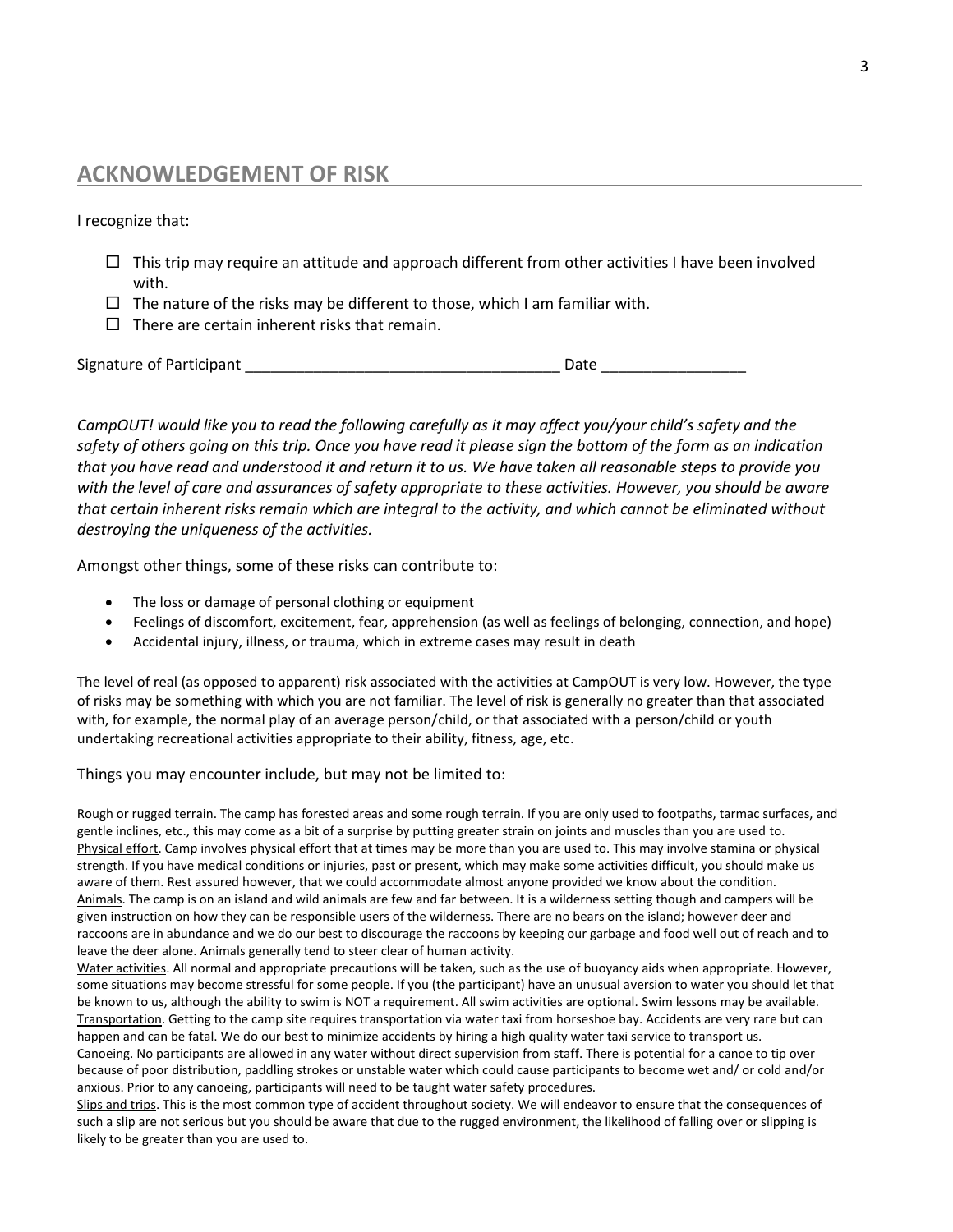## ACKNOWLEDGEMENT OF RISK

I recognize that:

- ☐ This trip may require an attitude and approach different from other activities I have been involved with.
- ☐ The nature of the risks may be different to those, which I am familiar with.
- ☐ There are certain inherent risks that remain.

Signature of Participant ____________________________________ Date ________________

*CampOUT! would like you to read the following carefully as it may affect you/your child's safety and the safety of others going on this trip. Once you have read it please sign the bottom of the form as an indication that you have read and understood it and return it to us. We have taken all reasonable steps to provide you with the level of care and assurances of safety appropriate to these activities. However, you should be aware that certain inherent risks remain which are integral to the activity, and which cannot be eliminated without destroying the uniqueness of the activities.*

Amongst other things, some of these risks can contribute to:

- The loss or damage of personal clothing or equipment
- Feelings of discomfort, excitement, fear, apprehension (as well as feelings of belonging, connection, and hope)
- Accidental injury, illness, or trauma, which in extreme cases may result in death

The level of real (as opposed to apparent) risk associated with the activities at CampOUT is very low. However, the type of risks may be something with which you are not familiar. The level of risk is generally no greater than that associated with, for example, the normal play of an average person/child, or that associated with a person/child or youth undertaking recreational activities appropriate to their ability, fitness, age, etc.

Things you may encounter include, but may not be limited to:

<u>Rough or rugged terrain</u>. The camp has forested areas and some rough terrain. If you are only used to footpaths, tarmac surfaces, and gentle inclines, etc., this may come as a bit of a surprise by putting greater strain on joints and muscles than you are used to.
<u>Physical effort</u>. Camp involves physical effort that at times may be more than you are used to. This may involve stamina or physical strength. If you have medical conditions or injuries, past or present, which may make some activities difficult, you should make us aware of them. Rest assured however, that we could accommodate almost anyone provided we know about the condition.
<u>Animals</u>. The camp is on an island and wild animals are few and far between. It is a wilderness setting though and campers will be given instruction on how they can be responsible users of the wilderness. There are no bears on the island; however deer and raccoons are in abundance and we do our best to discourage the raccoons by keeping our garbage and food well out of reach and to leave the deer alone. Animals generally tend to steer clear of human activity.
<u>Water activities</u>. All normal and appropriate precautions will be taken, such as the use of buoyancy aids when appropriate. However, some situations may become stressful for some people. If you (the participant) have an unusual aversion to water you should let that be known to us, although the ability to swim is NOT a requirement. All swim activities are optional. Swim lessons may be available.
<u>Transportation</u>. Getting to the camp site requires transportation via water taxi from horseshoe bay. Accidents are very rare but can happen and can be fatal. We do our best to minimize accidents by hiring a high quality water taxi service to transport us.
<u>Canoeing.</u> No participants are allowed in any water without direct supervision from staff. There is potential for a canoe to tip over because of poor distribution, paddling strokes or unstable water which could cause participants to become wet and/ or cold and/or anxious. Prior to any canoeing, participants will need to be taught water safety procedures.
<u>Slips and trips</u>. This is the most common type of accident throughout society. We will endeavor to ensure that the consequences of such a slip are not serious but you should be aware that due to the rugged environment, the likelihood of falling over or slipping is likely to be greater than you are used to.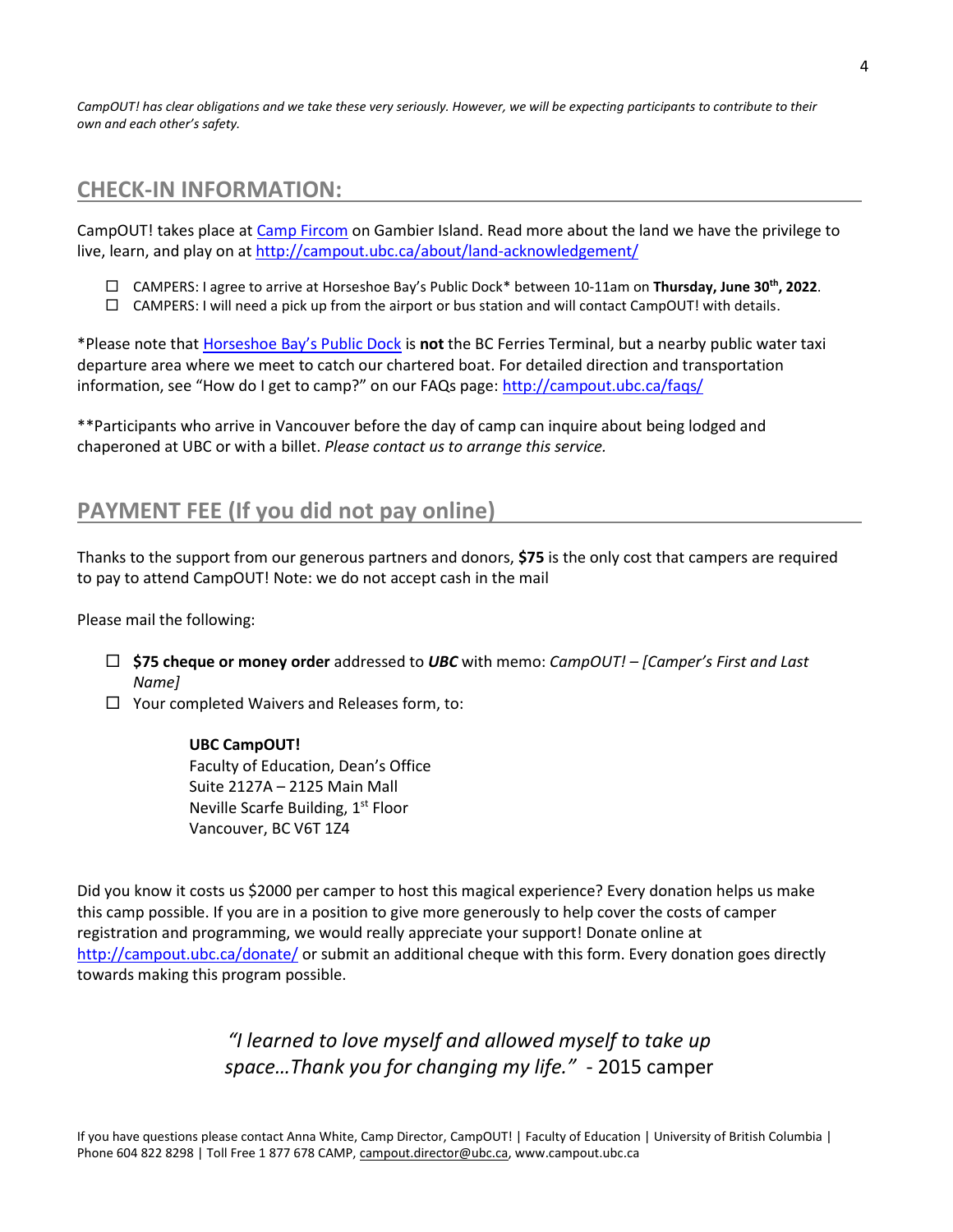*CampOUT! has clear obligations and we take these very seriously. However, we will be expecting participants to contribute to their own and each other's safety.*

## CHECK-IN INFORMATION:

CampOUT! takes place at Camp Fircom on Gambier Island. Read more about the land we have the privilege to live, learn, and play on at http://campout.ubc.ca/about/land-acknowledgement/

- ☐ CAMPERS: I agree to arrive at Horseshoe Bay's Public Dock* between 10-11am on **Thursday, June 30th, 2022**.
- ☐ CAMPERS: I will need a pick up from the airport or bus station and will contact CampOUT! with details.

*Please note that Horseshoe Bay's Public Dock is **not** the BC Ferries Terminal, but a nearby public water taxi departure area where we meet to catch our chartered boat. For detailed direction and transportation information, see "How do I get to camp?" on our FAQs page: http://campout.ubc.ca/faqs/

**Participants who arrive in Vancouver before the day of camp can inquire about being lodged and chaperoned at UBC or with a billet. *Please contact us to arrange this service.*

## PAYMENT FEE (If you did not pay online)

Thanks to the support from our generous partners and donors, **$75** is the only cost that campers are required to pay to attend CampOUT! Note: we do not accept cash in the mail

Please mail the following:

- ☐ **$75 cheque or money order** addressed to ***UBC*** with memo: *CampOUT! – [Camper's First and Last Name]*
- ☐ Your completed Waivers and Releases form, to:

  **UBC CampOUT!**
  Faculty of Education, Dean's Office
  Suite 2127A – 2125 Main Mall
  Neville Scarfe Building, 1st Floor
  Vancouver, BC V6T 1Z4

Did you know it costs us $2000 per camper to host this magical experience? Every donation helps us make this camp possible. If you are in a position to give more generously to help cover the costs of camper registration and programming, we would really appreciate your support! Donate online at http://campout.ubc.ca/donate/ or submit an additional cheque with this form. Every donation goes directly towards making this program possible.

*"I learned to love myself and allowed myself to take up space…Thank you for changing my life."* - 2015 camper

If you have questions please contact Anna White, Camp Director, CampOUT! | Faculty of Education | University of British Columbia | Phone 604 822 8298 | Toll Free 1 877 678 CAMP, campout.director@ubc.ca, www.campout.ubc.ca